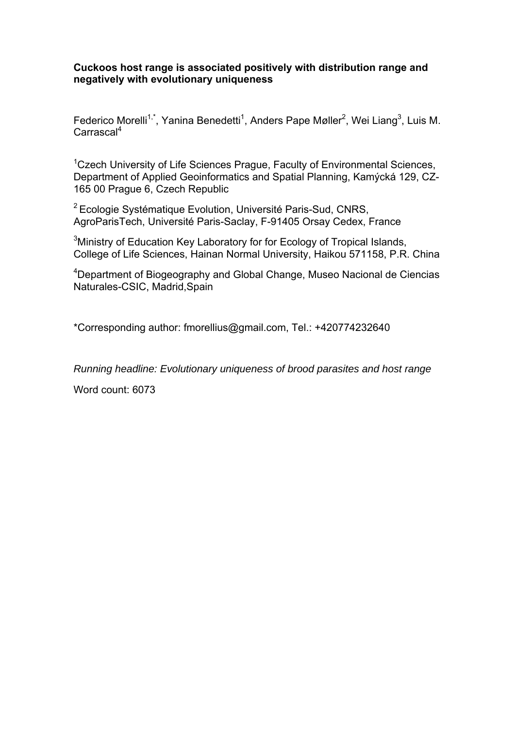**Cuckoos host range is associated positively with distribution range and negatively with evolutionary uniqueness**

Federico Morelli[1,*], Yanina Benedetti[1], Anders Pape Møller[2], Wei Liang[3], Luis M. Carrascal[4]

[1]Czech University of Life Sciences Prague, Faculty of Environmental Sciences, Department of Applied Geoinformatics and Spatial Planning, Kamýcká 129, CZ-165 00 Prague 6, Czech Republic

[2] Ecologie Systématique Evolution, Université Paris-Sud, CNRS, AgroParisTech, Université Paris-Saclay, F-91405 Orsay Cedex, France

[3]Ministry of Education Key Laboratory for for Ecology of Tropical Islands, College of Life Sciences, Hainan Normal University, Haikou 571158, P.R. China

[4]Department of Biogeography and Global Change, Museo Nacional de Ciencias Naturales-CSIC, Madrid,Spain

*Corresponding author: fmorellius@gmail.com, Tel.: +420774232640

*Running headline: Evolutionary uniqueness of brood parasites and host range*

Word count: 6073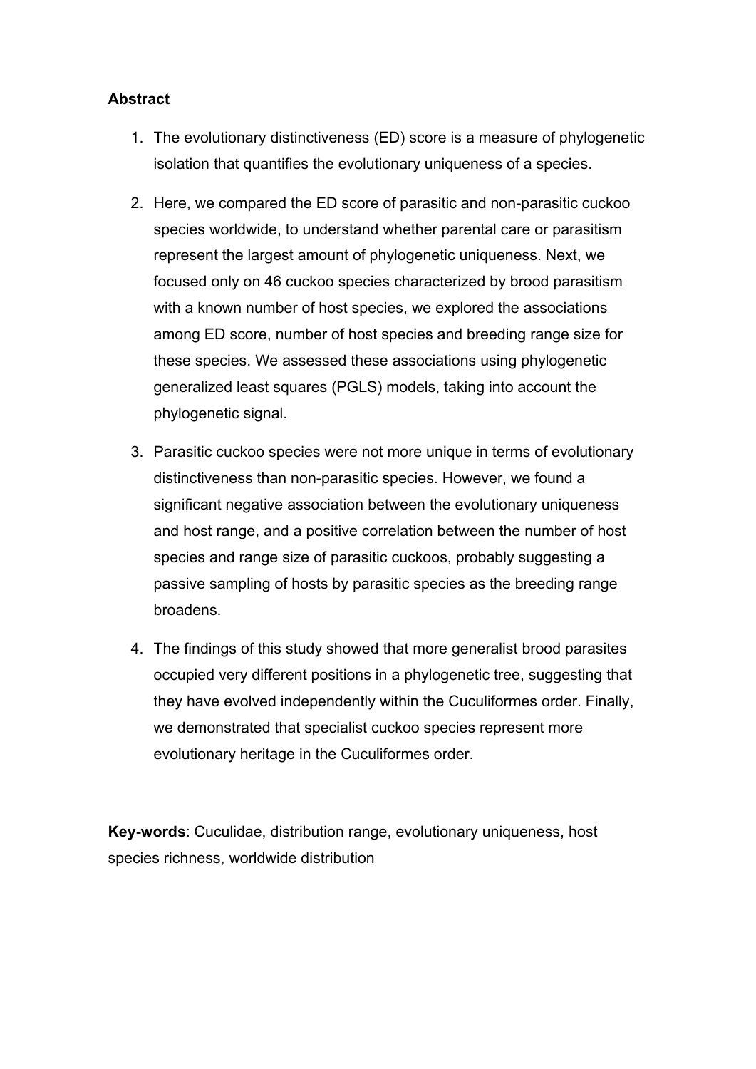**Abstract**

1. The evolutionary distinctiveness (ED) score is a measure of phylogenetic isolation that quantifies the evolutionary uniqueness of a species.

2. Here, we compared the ED score of parasitic and non-parasitic cuckoo species worldwide, to understand whether parental care or parasitism represent the largest amount of phylogenetic uniqueness. Next, we focused only on 46 cuckoo species characterized by brood parasitism with a known number of host species, we explored the associations among ED score, number of host species and breeding range size for these species. We assessed these associations using phylogenetic generalized least squares (PGLS) models, taking into account the phylogenetic signal.

3. Parasitic cuckoo species were not more unique in terms of evolutionary distinctiveness than non-parasitic species. However, we found a significant negative association between the evolutionary uniqueness and host range, and a positive correlation between the number of host species and range size of parasitic cuckoos, probably suggesting a passive sampling of hosts by parasitic species as the breeding range broadens.

4. The findings of this study showed that more generalist brood parasites occupied very different positions in a phylogenetic tree, suggesting that they have evolved independently within the Cuculiformes order. Finally, we demonstrated that specialist cuckoo species represent more evolutionary heritage in the Cuculiformes order.

**Key-words**: Cuculidae, distribution range, evolutionary uniqueness, host species richness, worldwide distribution